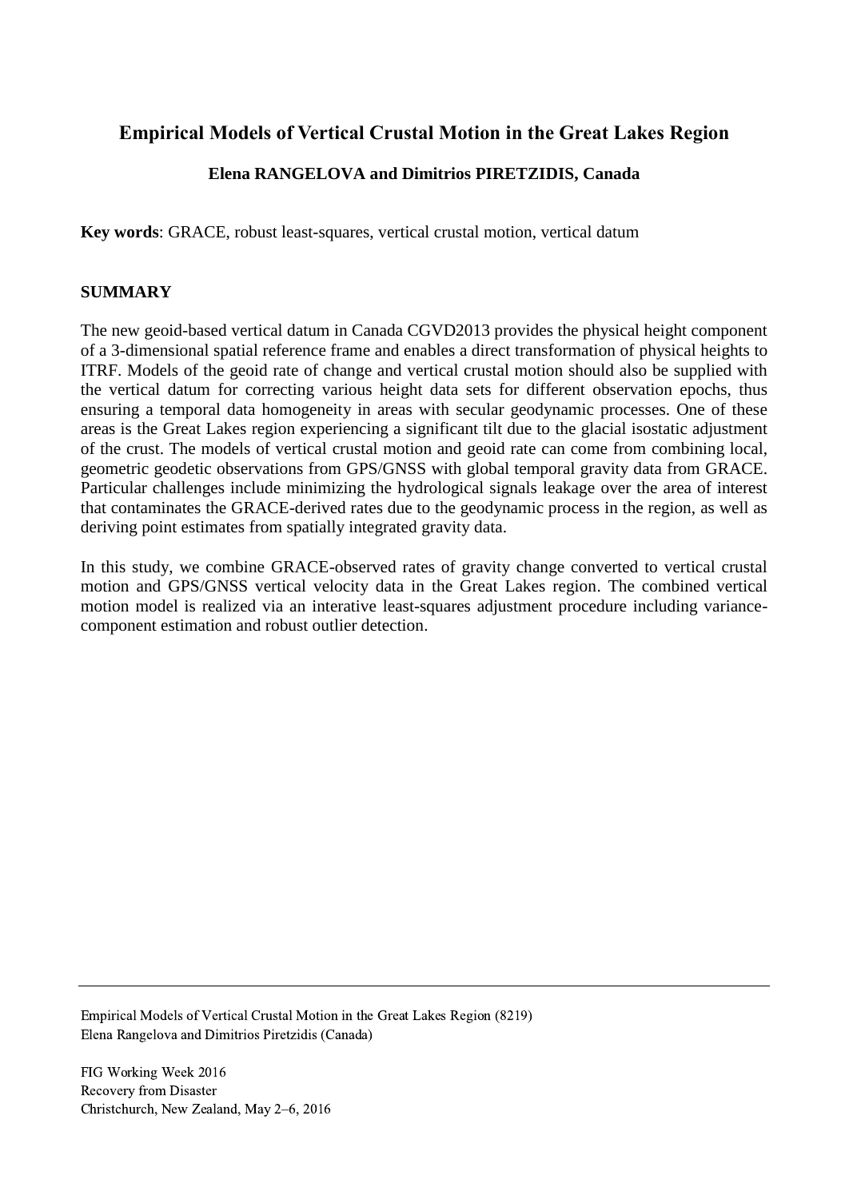# Empirical Models of Vertical Crustal Motion in the Great Lakes Region

**Elena RANGELOVA and Dimitrios PIRETZIDIS, Canada**

**Key words**: GRACE, robust least-squares, vertical crustal motion, vertical datum

## SUMMARY

The new geoid-based vertical datum in Canada CGVD2013 provides the physical height component of a 3-dimensional spatial reference frame and enables a direct transformation of physical heights to ITRF. Models of the geoid rate of change and vertical crustal motion should also be supplied with the vertical datum for correcting various height data sets for different observation epochs, thus ensuring a temporal data homogeneity in areas with secular geodynamic processes. One of these areas is the Great Lakes region experiencing a significant tilt due to the glacial isostatic adjustment of the crust. The models of vertical crustal motion and geoid rate can come from combining local, geometric geodetic observations from GPS/GNSS with global temporal gravity data from GRACE. Particular challenges include minimizing the hydrological signals leakage over the area of interest that contaminates the GRACE-derived rates due to the geodynamic process in the region, as well as deriving point estimates from spatially integrated gravity data.

In this study, we combine GRACE-observed rates of gravity change converted to vertical crustal motion and GPS/GNSS vertical velocity data in the Great Lakes region. The combined vertical motion model is realized via an interative least-squares adjustment procedure including variance-component estimation and robust outlier detection.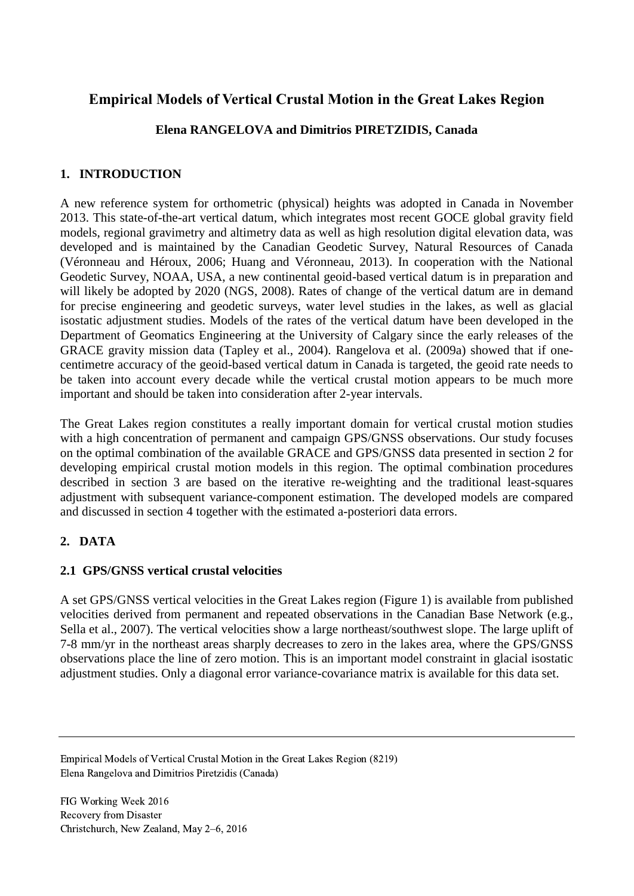# Empirical Models of Vertical Crustal Motion in the Great Lakes Region

**Elena RANGELOVA and Dimitrios PIRETZIDIS, Canada**

## 1. INTRODUCTION

A new reference system for orthometric (physical) heights was adopted in Canada in November 2013. This state-of-the-art vertical datum, which integrates most recent GOCE global gravity field models, regional gravimetry and altimetry data as well as high resolution digital elevation data, was developed and is maintained by the Canadian Geodetic Survey, Natural Resources of Canada (Véronneau and Héroux, 2006; Huang and Véronneau, 2013). In cooperation with the National Geodetic Survey, NOAA, USA, a new continental geoid-based vertical datum is in preparation and will likely be adopted by 2020 (NGS, 2008). Rates of change of the vertical datum are in demand for precise engineering and geodetic surveys, water level studies in the lakes, as well as glacial isostatic adjustment studies. Models of the rates of the vertical datum have been developed in the Department of Geomatics Engineering at the University of Calgary since the early releases of the GRACE gravity mission data (Tapley et al., 2004). Rangelova et al. (2009a) showed that if one-centimetre accuracy of the geoid-based vertical datum in Canada is targeted, the geoid rate needs to be taken into account every decade while the vertical crustal motion appears to be much more important and should be taken into consideration after 2-year intervals.

The Great Lakes region constitutes a really important domain for vertical crustal motion studies with a high concentration of permanent and campaign GPS/GNSS observations. Our study focuses on the optimal combination of the available GRACE and GPS/GNSS data presented in section 2 for developing empirical crustal motion models in this region. The optimal combination procedures described in section 3 are based on the iterative re-weighting and the traditional least-squares adjustment with subsequent variance-component estimation. The developed models are compared and discussed in section 4 together with the estimated a-posteriori data errors.

## 2. DATA

### 2.1 GPS/GNSS vertical crustal velocities

A set GPS/GNSS vertical velocities in the Great Lakes region (Figure 1) is available from published velocities derived from permanent and repeated observations in the Canadian Base Network (e.g., Sella et al., 2007). The vertical velocities show a large northeast/southwest slope. The large uplift of 7-8 mm/yr in the northeast areas sharply decreases to zero in the lakes area, where the GPS/GNSS observations place the line of zero motion. This is an important model constraint in glacial isostatic adjustment studies. Only a diagonal error variance-covariance matrix is available for this data set.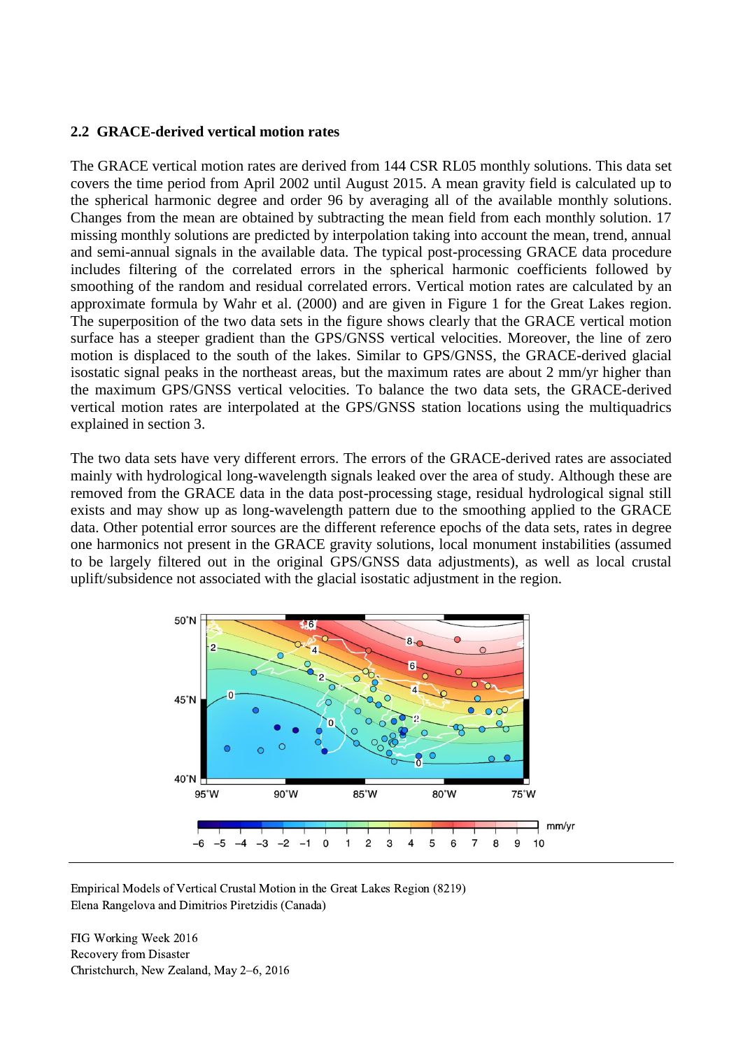### 2.2 GRACE-derived vertical motion rates

The GRACE vertical motion rates are derived from 144 CSR RL05 monthly solutions. This data set covers the time period from April 2002 until August 2015. A mean gravity field is calculated up to the spherical harmonic degree and order 96 by averaging all of the available monthly solutions. Changes from the mean are obtained by subtracting the mean field from each monthly solution. 17 missing monthly solutions are predicted by interpolation taking into account the mean, trend, annual and semi-annual signals in the available data. The typical post-processing GRACE data procedure includes filtering of the correlated errors in the spherical harmonic coefficients followed by smoothing of the random and residual correlated errors. Vertical motion rates are calculated by an approximate formula by Wahr et al. (2000) and are given in Figure 1 for the Great Lakes region. The superposition of the two data sets in the figure shows clearly that the GRACE vertical motion surface has a steeper gradient than the GPS/GNSS vertical velocities. Moreover, the line of zero motion is displaced to the south of the lakes. Similar to GPS/GNSS, the GRACE-derived glacial isostatic signal peaks in the northeast areas, but the maximum rates are about 2 mm/yr higher than the maximum GPS/GNSS vertical velocities. To balance the two data sets, the GRACE-derived vertical motion rates are interpolated at the GPS/GNSS station locations using the multiquadrics explained in section 3.

The two data sets have very different errors. The errors of the GRACE-derived rates are associated mainly with hydrological long-wavelength signals leaked over the area of study. Although these are removed from the GRACE data in the data post-processing stage, residual hydrological signal still exists and may show up as long-wavelength pattern due to the smoothing applied to the GRACE data. Other potential error sources are the different reference epochs of the data sets, rates in degree one harmonics not present in the GRACE gravity solutions, local monument instabilities (assumed to be largely filtered out in the original GPS/GNSS data adjustments), as well as local crustal uplift/subsidence not associated with the glacial isostatic adjustment in the region.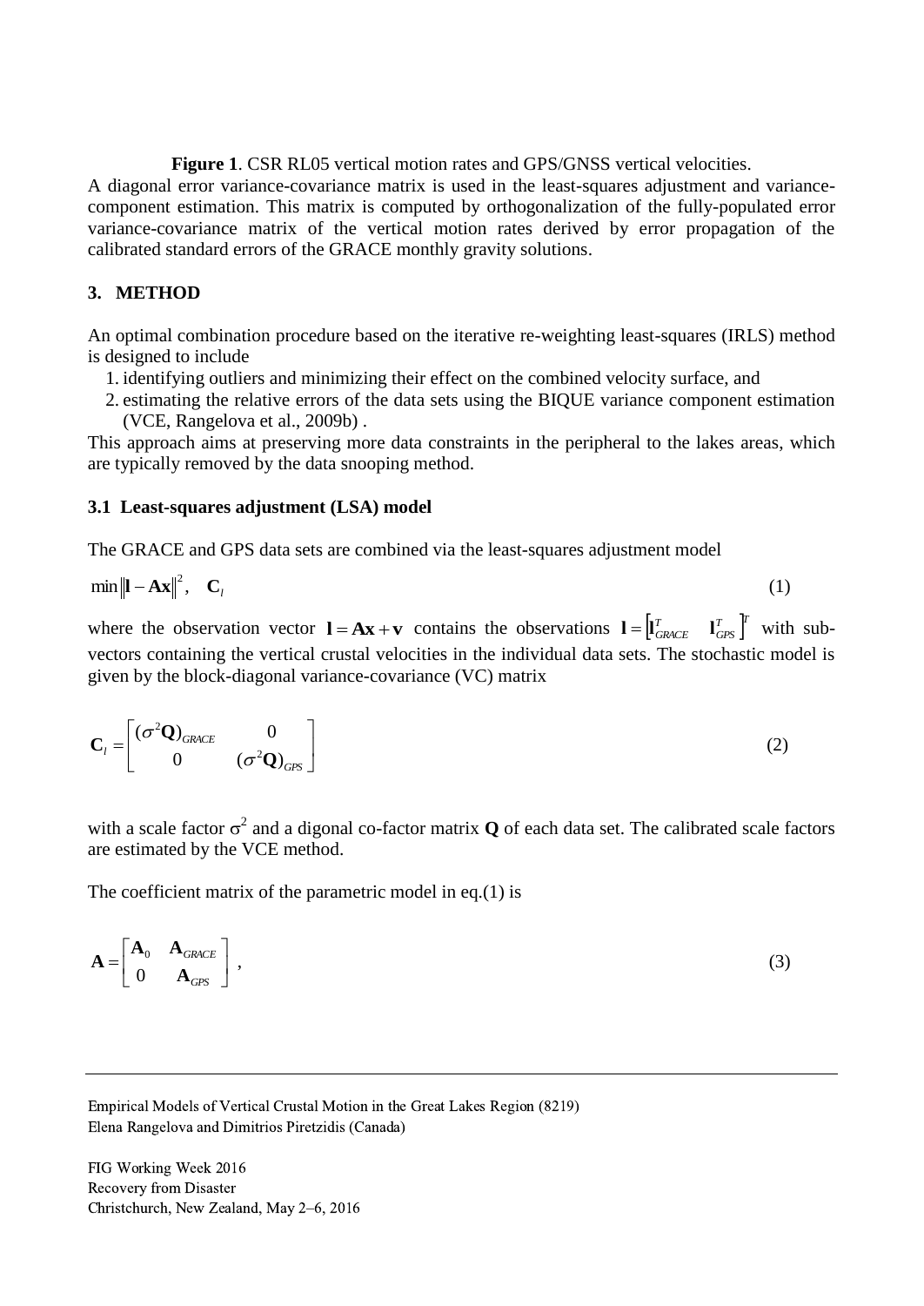**Figure 1**. CSR RL05 vertical motion rates and GPS/GNSS vertical velocities.

A diagonal error variance-covariance matrix is used in the least-squares adjustment and variance-component estimation. This matrix is computed by orthogonalization of the fully-populated error variance-covariance matrix of the vertical motion rates derived by error propagation of the calibrated standard errors of the GRACE monthly gravity solutions.

## 3. METHOD

An optimal combination procedure based on the iterative re-weighting least-squares (IRLS) method is designed to include

1. identifying outliers and minimizing their effect on the combined velocity surface, and
2. estimating the relative errors of the data sets using the BIQUE variance component estimation (VCE, Rangelova et al., 2009b) .

This approach aims at preserving more data constraints in the peripheral to the lakes areas, which are typically removed by the data snooping method.

### 3.1 Least-squares adjustment (LSA) model

The GRACE and GPS data sets are combined via the least-squares adjustment model

$$\min \|\mathbf{l} - \mathbf{A}\mathbf{x}\|^2, \quad \mathbf{C}_l \tag{1}$$

where the observation vector $\mathbf{l} = \mathbf{A}\mathbf{x} + \mathbf{v}$ contains the observations $\mathbf{l} = \begin{bmatrix}\mathbf{l}_{GRACE}^T & \mathbf{l}_{GPS}^T\end{bmatrix}^T$ with sub-vectors containing the vertical crustal velocities in the individual data sets. The stochastic model is given by the block-diagonal variance-covariance (VC) matrix

$$\mathbf{C}_l = \begin{bmatrix} (\sigma^2\mathbf{Q})_{GRACE} & 0 \\ 0 & (\sigma^2\mathbf{Q})_{GPS} \end{bmatrix} \tag{2}$$

with a scale factor $\sigma^2$ and a digonal co-factor matrix $\mathbf{Q}$ of each data set. The calibrated scale factors are estimated by the VCE method.

The coefficient matrix of the parametric model in eq.(1) is

$$\mathbf{A} = \begin{bmatrix} \mathbf{A}_0 & \mathbf{A}_{GRACE} \\ 0 & \mathbf{A}_{GPS} \end{bmatrix}, \tag{3}$$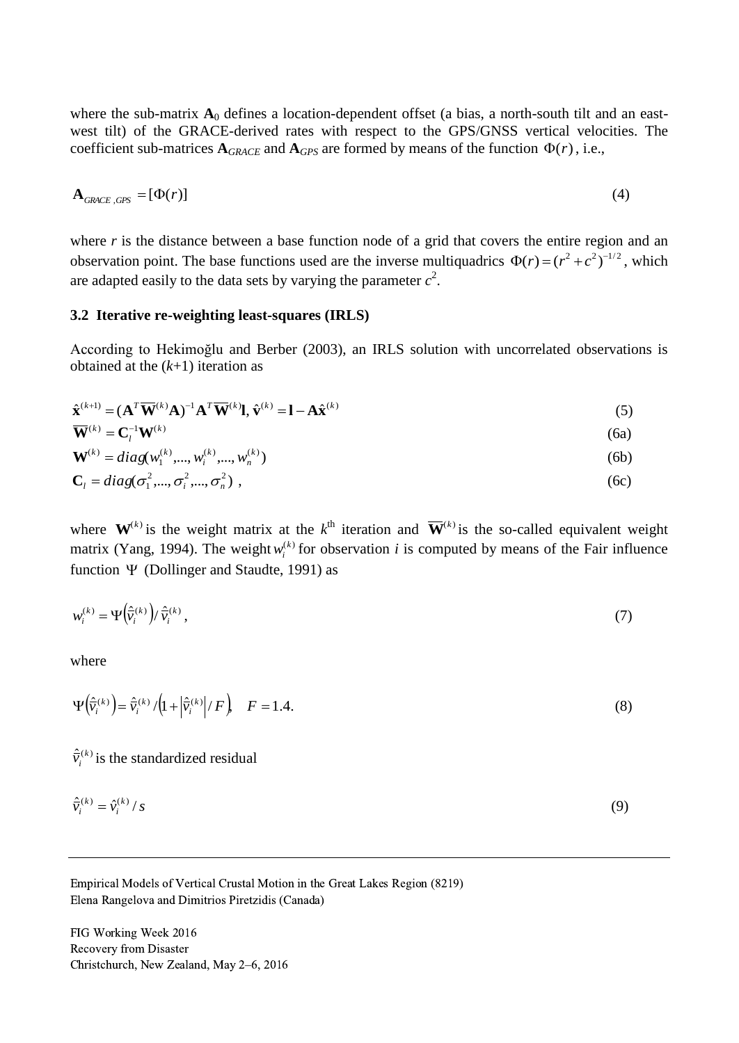where the sub-matrix $\mathbf{A}_0$ defines a location-dependent offset (a bias, a north-south tilt and an east-west tilt) of the GRACE-derived rates with respect to the GPS/GNSS vertical velocities. The coefficient sub-matrices $\mathbf{A}_{GRACE}$ and $\mathbf{A}_{GPS}$ are formed by means of the function $\Phi(r)$, i.e.,

$$\mathbf{A}_{GRACE\ ,GPS} = [\Phi(r)] \tag{4}$$

where $r$ is the distance between a base function node of a grid that covers the entire region and an observation point. The base functions used are the inverse multiquadrics $\Phi(r) = (r^2 + c^2)^{-1/2}$, which are adapted easily to the data sets by varying the parameter $c^2$.

### 3.2 Iterative re-weighting least-squares (IRLS)

According to Hekimoğlu and Berber (2003), an IRLS solution with uncorrelated observations is obtained at the ($k$+1) iteration as

$$\hat{\mathbf{x}}^{(k+1)} = (\mathbf{A}^T \overline{\mathbf{W}}^{(k)} \mathbf{A})^{-1} \mathbf{A}^T \overline{\mathbf{W}}^{(k)} \mathbf{l},\ \hat{\mathbf{v}}^{(k)} = \mathbf{l} - \mathbf{A}\hat{\mathbf{x}}^{(k)} \tag{5}$$

$$\overline{\mathbf{W}}^{(k)} = \mathbf{C}_l^{-1} \mathbf{W}^{(k)} \tag{6a}$$

$$\mathbf{W}^{(k)} = diag(w_1^{(k)},..., w_i^{(k)},..., w_n^{(k)}) \tag{6b}$$

$$\mathbf{C}_l = diag(\sigma_1^2,..., \sigma_i^2,..., \sigma_n^2)\ , \tag{6c}$$

where $\mathbf{W}^{(k)}$ is the weight matrix at the $k^{\text{th}}$ iteration and $\overline{\mathbf{W}}^{(k)}$ is the so-called equivalent weight matrix (Yang, 1994). The weight $w_i^{(k)}$ for observation $i$ is computed by means of the Fair influence function $\Psi$ (Dollinger and Staudte, 1991) as

$$w_i^{(k)} = \Psi\left(\hat{\tilde{v}}_i^{(k)}\right) / \hat{\tilde{v}}_i^{(k)}\ , \tag{7}$$

where

$$\Psi\left(\hat{\tilde{v}}_i^{(k)}\right) = \hat{\tilde{v}}_i^{(k)} / \left(1 + \left|\hat{\tilde{v}}_i^{(k)}\right| / F\right), \quad F = 1.4. \tag{8}$$

$\hat{\tilde{v}}_i^{(k)}$ is the standardized residual

$$\hat{\tilde{v}}_i^{(k)} = \hat{v}_i^{(k)} / s \tag{9}$$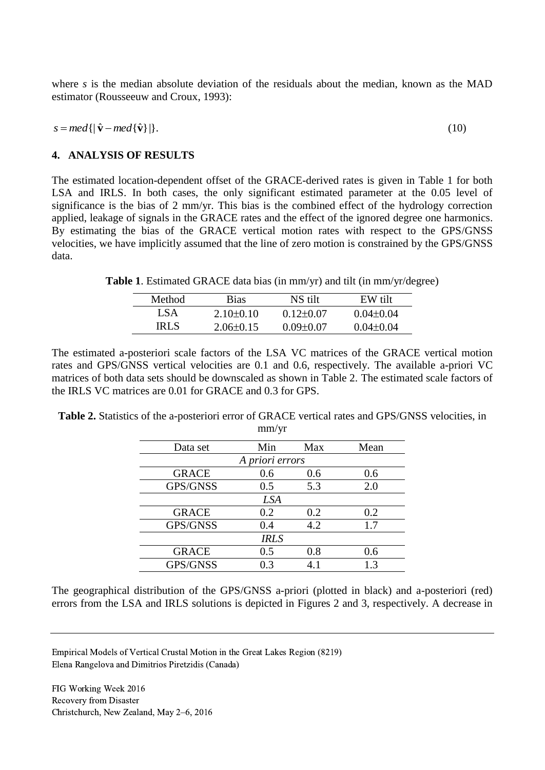where *s* is the median absolute deviation of the residuals about the median, known as the MAD estimator (Rousseeuw and Croux, 1993):

$$s = med\{|\hat{\mathbf{v}} - med\{\hat{\mathbf{v}}\}|\}. \tag{10}$$

## 4. ANALYSIS OF RESULTS

The estimated location-dependent offset of the GRACE-derived rates is given in Table 1 for both LSA and IRLS. In both cases, the only significant estimated parameter at the 0.05 level of significance is the bias of 2 mm/yr. This bias is the combined effect of the hydrology correction applied, leakage of signals in the GRACE rates and the effect of the ignored degree one harmonics. By estimating the bias of the GRACE vertical motion rates with respect to the GPS/GNSS velocities, we have implicitly assumed that the line of zero motion is constrained by the GPS/GNSS data.

**Table 1**. Estimated GRACE data bias (in mm/yr) and tilt (in mm/yr/degree)

| Method | Bias | NS tilt | EW tilt |
|---|---|---|---|
| LSA | 2.10±0.10 | 0.12±0.07 | 0.04±0.04 |
| IRLS | 2.06±0.15 | 0.09±0.07 | 0.04±0.04 |

The estimated a-posteriori scale factors of the LSA VC matrices of the GRACE vertical motion rates and GPS/GNSS vertical velocities are 0.1 and 0.6, respectively. The available a-priori VC matrices of both data sets should be downscaled as shown in Table 2. The estimated scale factors of the IRLS VC matrices are 0.01 for GRACE and 0.3 for GPS.

**Table 2.** Statistics of the a-posteriori error of GRACE vertical rates and GPS/GNSS velocities, in mm/yr

| Data set | Min | Max | Mean |
|---|---|---|---|
| | *A priori errors* | | |
| GRACE | 0.6 | 0.6 | 0.6 |
| GPS/GNSS | 0.5 | 5.3 | 2.0 |
| | *LSA* | | |
| GRACE | 0.2 | 0.2 | 0.2 |
| GPS/GNSS | 0.4 | 4.2 | 1.7 |
| | *IRLS* | | |
| GRACE | 0.5 | 0.8 | 0.6 |
| GPS/GNSS | 0.3 | 4.1 | 1.3 |

The geographical distribution of the GPS/GNSS a-priori (plotted in black) and a-posteriori (red) errors from the LSA and IRLS solutions is depicted in Figures 2 and 3, respectively. A decrease in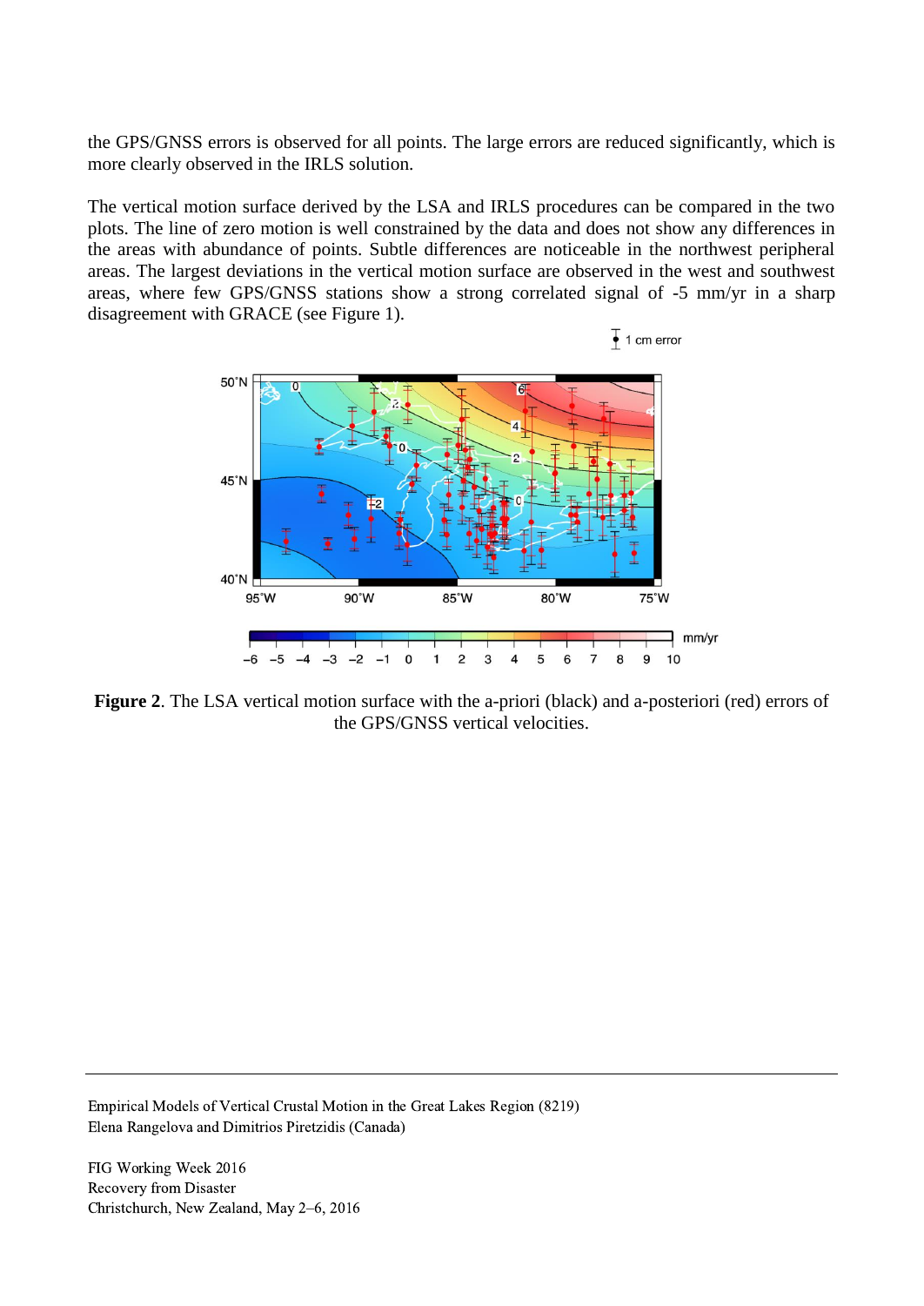the GPS/GNSS errors is observed for all points. The large errors are reduced significantly, which is more clearly observed in the IRLS solution.

The vertical motion surface derived by the LSA and IRLS procedures can be compared in the two plots. The line of zero motion is well constrained by the data and does not show any differences in the areas with abundance of points. Subtle differences are noticeable in the northwest peripheral areas. The largest deviations in the vertical motion surface are observed in the west and southwest areas, where few GPS/GNSS stations show a strong correlated signal of -5 mm/yr in a sharp disagreement with GRACE (see Figure 1).

**Figure 2**. The LSA vertical motion surface with the a-priori (black) and a-posteriori (red) errors of the GPS/GNSS vertical velocities.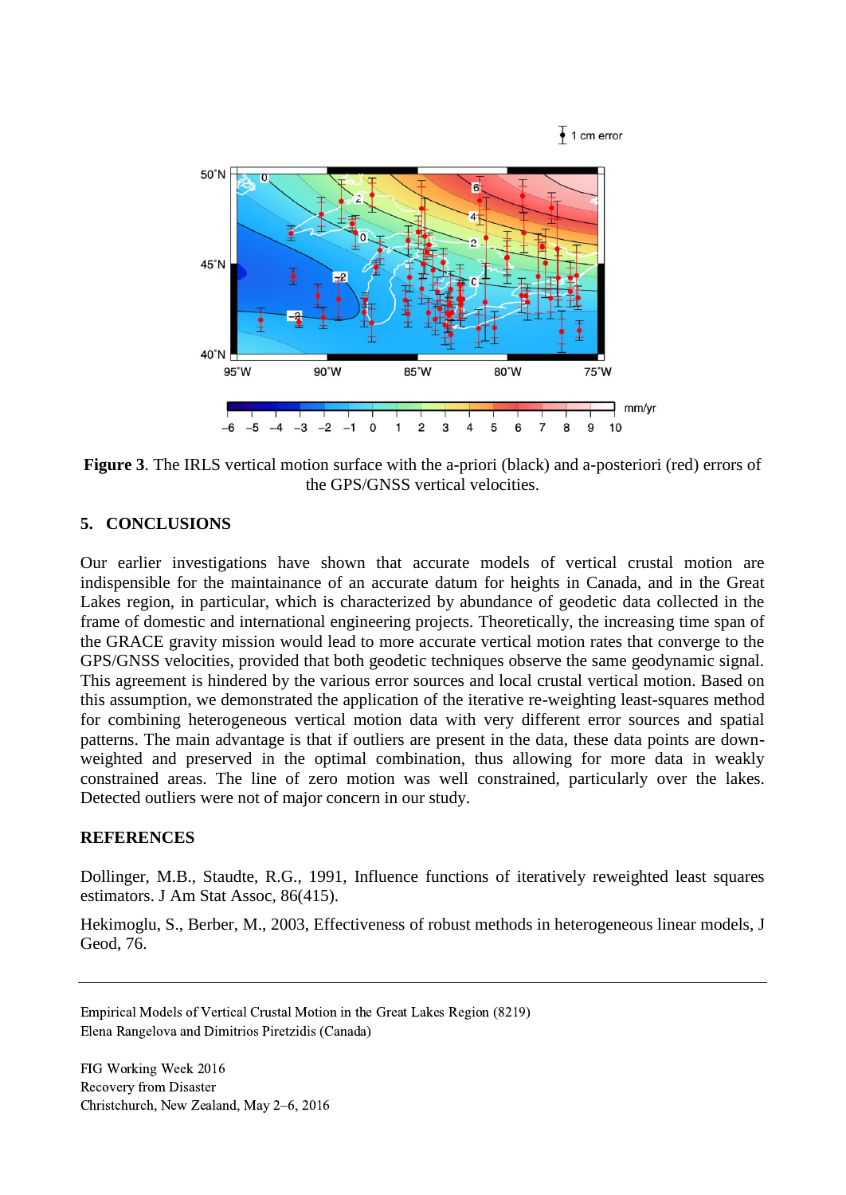**Figure 3**. The IRLS vertical motion surface with the a-priori (black) and a-posteriori (red) errors of the GPS/GNSS vertical velocities.

## 5. CONCLUSIONS

Our earlier investigations have shown that accurate models of vertical crustal motion are indispensible for the maintainance of an accurate datum for heights in Canada, and in the Great Lakes region, in particular, which is characterized by abundance of geodetic data collected in the frame of domestic and international engineering projects. Theoretically, the increasing time span of the GRACE gravity mission would lead to more accurate vertical motion rates that converge to the GPS/GNSS velocities, provided that both geodetic techniques observe the same geodynamic signal. This agreement is hindered by the various error sources and local crustal vertical motion. Based on this assumption, we demonstrated the application of the iterative re-weighting least-squares method for combining heterogeneous vertical motion data with very different error sources and spatial patterns. The main advantage is that if outliers are present in the data, these data points are down-weighted and preserved in the optimal combination, thus allowing for more data in weakly constrained areas. The line of zero motion was well constrained, particularly over the lakes. Detected outliers were not of major concern in our study.

## REFERENCES

Dollinger, M.B., Staudte, R.G., 1991, Influence functions of iteratively reweighted least squares estimators. J Am Stat Assoc, 86(415).

Hekimoglu, S., Berber, M., 2003, Effectiveness of robust methods in heterogeneous linear models, J Geod, 76.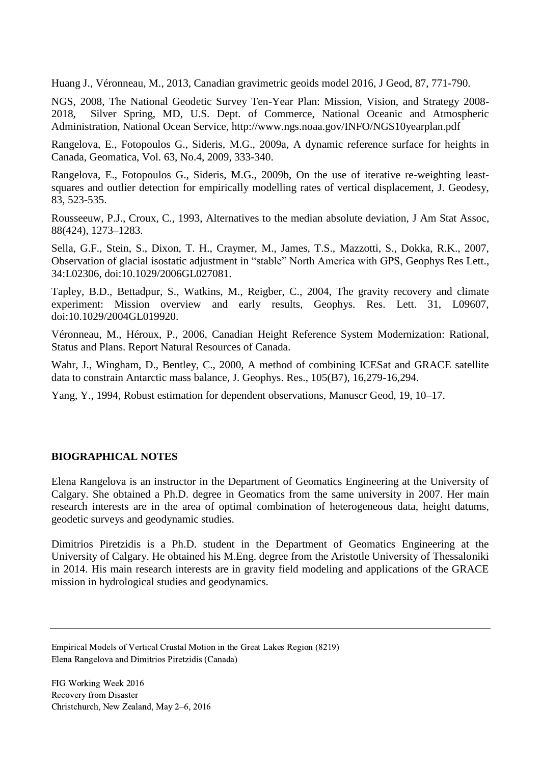Huang J., Véronneau, M., 2013, Canadian gravimetric geoids model 2016, J Geod, 87, 771-790.

NGS, 2008, The National Geodetic Survey Ten-Year Plan: Mission, Vision, and Strategy 2008-2018, Silver Spring, MD, U.S. Dept. of Commerce, National Oceanic and Atmospheric Administration, National Ocean Service, http://www.ngs.noaa.gov/INFO/NGS10yearplan.pdf

Rangelova, E., Fotopoulos G., Sideris, M.G., 2009a, A dynamic reference surface for heights in Canada, Geomatica, Vol. 63, No.4, 2009, 333-340.

Rangelova, E., Fotopoulos G., Sideris, M.G., 2009b, On the use of iterative re-weighting least-squares and outlier detection for empirically modelling rates of vertical displacement, J. Geodesy, 83, 523-535.

Rousseeuw, P.J., Croux, C., 1993, Alternatives to the median absolute deviation, J Am Stat Assoc, 88(424), 1273–1283.

Sella, G.F., Stein, S., Dixon, T. H., Craymer, M., James, T.S., Mazzotti, S., Dokka, R.K., 2007, Observation of glacial isostatic adjustment in "stable" North America with GPS, Geophys Res Lett., 34:L02306, doi:10.1029/2006GL027081.

Tapley, B.D., Bettadpur, S., Watkins, M., Reigber, C., 2004, The gravity recovery and climate experiment: Mission overview and early results, Geophys. Res. Lett. 31, L09607, doi:10.1029/2004GL019920.

Véronneau, M., Héroux, P., 2006, Canadian Height Reference System Modernization: Rational, Status and Plans. Report Natural Resources of Canada.

Wahr, J., Wingham, D., Bentley, C., 2000, A method of combining ICESat and GRACE satellite data to constrain Antarctic mass balance, J. Geophys. Res., 105(B7), 16,279-16,294.

Yang, Y., 1994, Robust estimation for dependent observations, Manuscr Geod, 19, 10–17.

## BIOGRAPHICAL NOTES

Elena Rangelova is an instructor in the Department of Geomatics Engineering at the University of Calgary. She obtained a Ph.D. degree in Geomatics from the same university in 2007. Her main research interests are in the area of optimal combination of heterogeneous data, height datums, geodetic surveys and geodynamic studies.

Dimitrios Piretzidis is a Ph.D. student in the Department of Geomatics Engineering at the University of Calgary. He obtained his M.Eng. degree from the Aristotle University of Thessaloniki in 2014. His main research interests are in gravity field modeling and applications of the GRACE mission in hydrological studies and geodynamics.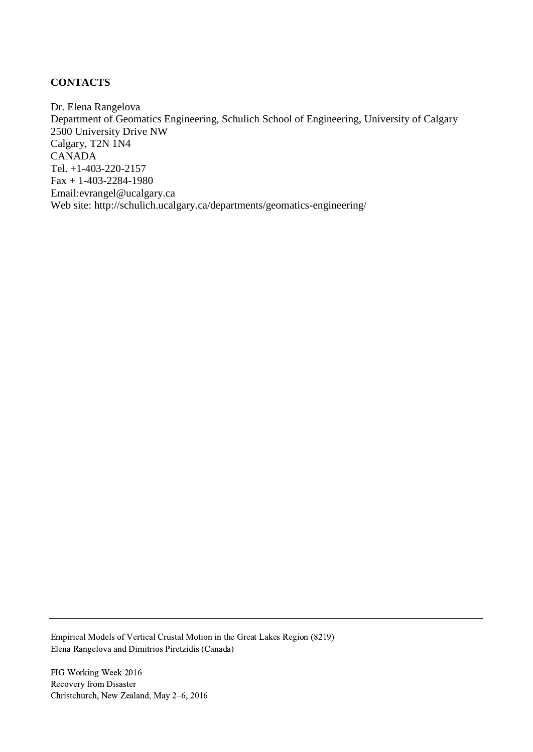**CONTACTS**

Dr. Elena Rangelova
Department of Geomatics Engineering, Schulich School of Engineering, University of Calgary
2500 University Drive NW
Calgary, T2N 1N4
CANADA
Tel. +1-403-220-2157
Fax + 1-403-2284-1980
Email:evrangel@ucalgary.ca
Web site: http://schulich.ucalgary.ca/departments/geomatics-engineering/